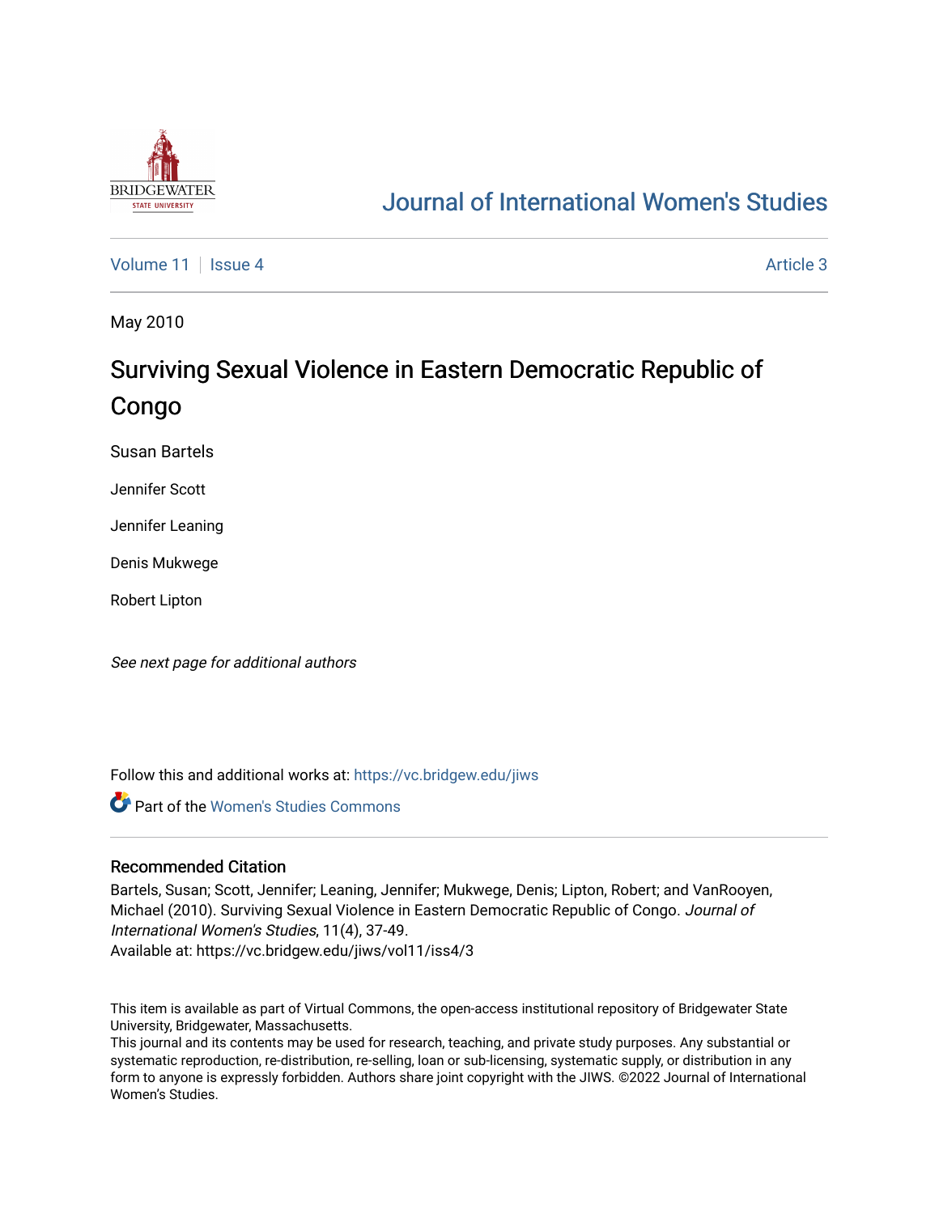# Journal of International Women's Studies

Volume 11 | Issue 4 Article 3

May 2010

## Surviving Sexual Violence in Eastern Democratic Republic of Congo

Susan Bartels

Jennifer Scott

Jennifer Leaning

Denis Mukwege

Robert Lipton

*See next page for additional authors*

Follow this and additional works at: https://vc.bridgew.edu/jiws

Part of the Women's Studies Commons

### Recommended Citation

Bartels, Susan; Scott, Jennifer; Leaning, Jennifer; Mukwege, Denis; Lipton, Robert; and VanRooyen, Michael (2010). Surviving Sexual Violence in Eastern Democratic Republic of Congo. *Journal of International Women's Studies*, 11(4), 37-49.
Available at: https://vc.bridgew.edu/jiws/vol11/iss4/3

This item is available as part of Virtual Commons, the open-access institutional repository of Bridgewater State University, Bridgewater, Massachusetts.
This journal and its contents may be used for research, teaching, and private study purposes. Any substantial or systematic reproduction, re-distribution, re-selling, loan or sub-licensing, systematic supply, or distribution in any form to anyone is expressly forbidden. Authors share joint copyright with the JIWS. ©2022 Journal of International Women's Studies.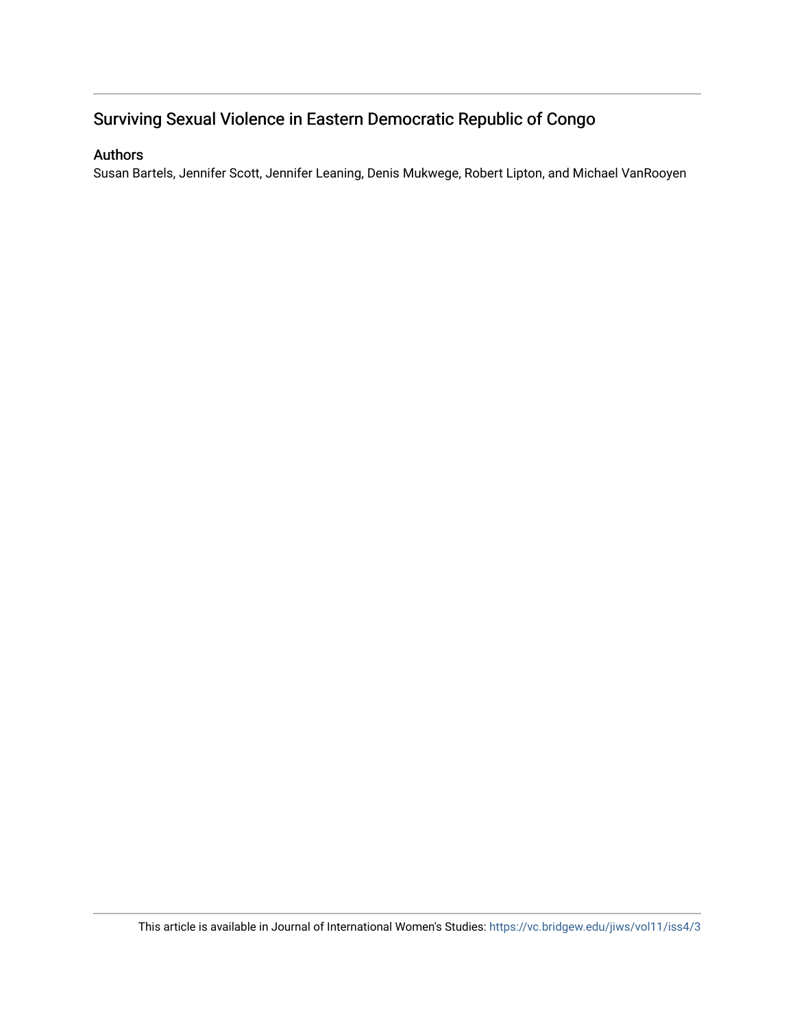# Surviving Sexual Violence in Eastern Democratic Republic of Congo

## Authors

Susan Bartels, Jennifer Scott, Jennifer Leaning, Denis Mukwege, Robert Lipton, and Michael VanRooyen

This article is available in Journal of International Women's Studies: https://vc.bridgew.edu/jiws/vol11/iss4/3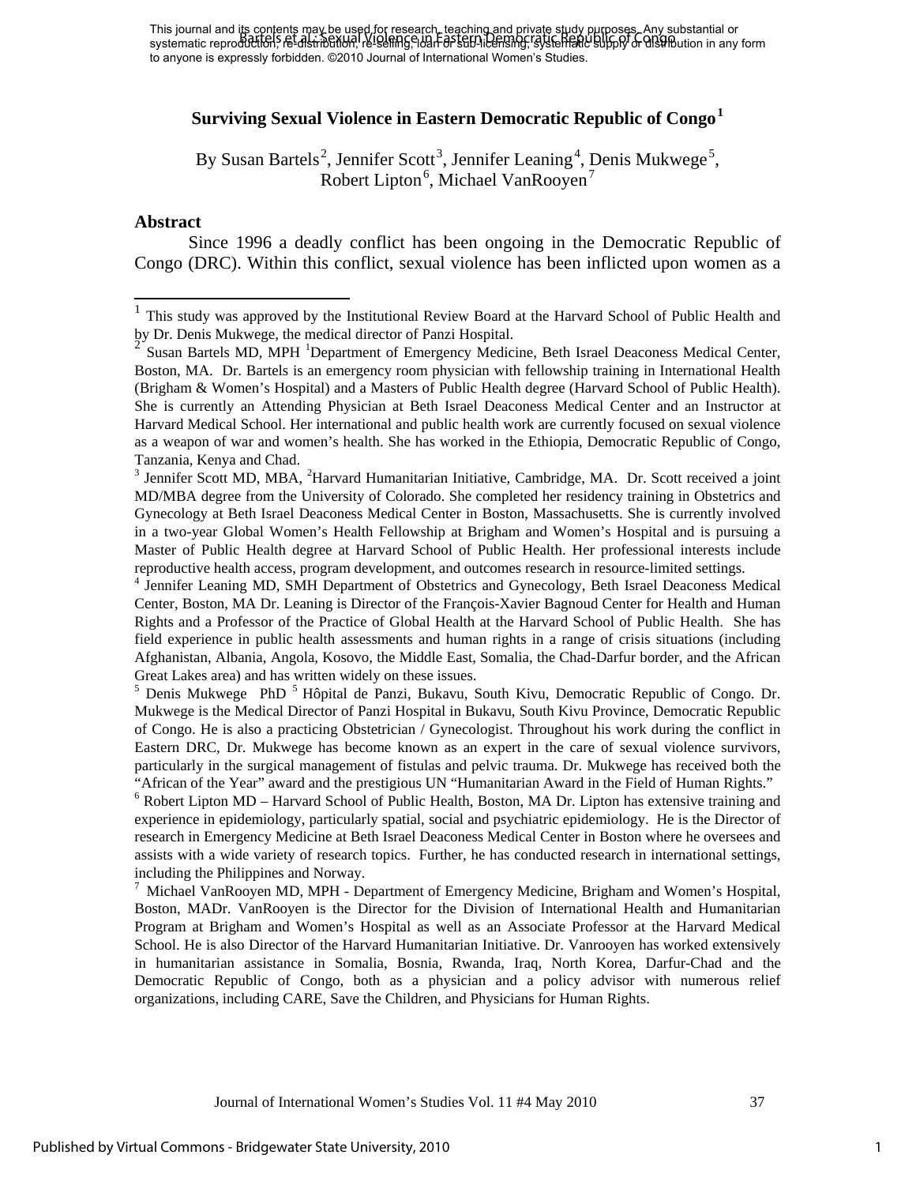# Surviving Sexual Violence in Eastern Democratic Republic of Congo[1]

By Susan Bartels[2], Jennifer Scott[3], Jennifer Leaning[4], Denis Mukwege[5], Robert Lipton[6], Michael VanRooyen[7]

## Abstract

Since 1996 a deadly conflict has been ongoing in the Democratic Republic of Congo (DRC). Within this conflict, sexual violence has been inflicted upon women as a

---

[1] This study was approved by the Institutional Review Board at the Harvard School of Public Health and by Dr. Denis Mukwege, the medical director of Panzi Hospital.

[2] Susan Bartels MD, MPH [1]Department of Emergency Medicine, Beth Israel Deaconess Medical Center, Boston, MA. Dr. Bartels is an emergency room physician with fellowship training in International Health (Brigham & Women's Hospital) and a Masters of Public Health degree (Harvard School of Public Health). She is currently an Attending Physician at Beth Israel Deaconess Medical Center and an Instructor at Harvard Medical School. Her international and public health work are currently focused on sexual violence as a weapon of war and women's health. She has worked in the Ethiopia, Democratic Republic of Congo, Tanzania, Kenya and Chad.

[3] Jennifer Scott MD, MBA, [2]Harvard Humanitarian Initiative, Cambridge, MA. Dr. Scott received a joint MD/MBA degree from the University of Colorado. She completed her residency training in Obstetrics and Gynecology at Beth Israel Deaconess Medical Center in Boston, Massachusetts. She is currently involved in a two-year Global Women's Health Fellowship at Brigham and Women's Hospital and is pursuing a Master of Public Health degree at Harvard School of Public Health. Her professional interests include reproductive health access, program development, and outcomes research in resource-limited settings.

[4] Jennifer Leaning MD, SMH Department of Obstetrics and Gynecology, Beth Israel Deaconess Medical Center, Boston, MA Dr. Leaning is Director of the François-Xavier Bagnoud Center for Health and Human Rights and a Professor of the Practice of Global Health at the Harvard School of Public Health. She has field experience in public health assessments and human rights in a range of crisis situations (including Afghanistan, Albania, Angola, Kosovo, the Middle East, Somalia, the Chad-Darfur border, and the African Great Lakes area) and has written widely on these issues.

[5] Denis Mukwege PhD [5] Hôpital de Panzi, Bukavu, South Kivu, Democratic Republic of Congo. Dr. Mukwege is the Medical Director of Panzi Hospital in Bukavu, South Kivu Province, Democratic Republic of Congo. He is also a practicing Obstetrician / Gynecologist. Throughout his work during the conflict in Eastern DRC, Dr. Mukwege has become known as an expert in the care of sexual violence survivors, particularly in the surgical management of fistulas and pelvic trauma. Dr. Mukwege has received both the "African of the Year" award and the prestigious UN "Humanitarian Award in the Field of Human Rights."

[6] Robert Lipton MD – Harvard School of Public Health, Boston, MA Dr. Lipton has extensive training and experience in epidemiology, particularly spatial, social and psychiatric epidemiology. He is the Director of research in Emergency Medicine at Beth Israel Deaconess Medical Center in Boston where he oversees and assists with a wide variety of research topics. Further, he has conducted research in international settings, including the Philippines and Norway.

[7] Michael VanRooyen MD, MPH - Department of Emergency Medicine, Brigham and Women's Hospital, Boston, MADr. VanRooyen is the Director for the Division of International Health and Humanitarian Program at Brigham and Women's Hospital as well as an Associate Professor at the Harvard Medical School. He is also Director of the Harvard Humanitarian Initiative. Dr. Vanrooyen has worked extensively in humanitarian assistance in Somalia, Bosnia, Rwanda, Iraq, North Korea, Darfur-Chad and the Democratic Republic of Congo, both as a physician and a policy advisor with numerous relief organizations, including CARE, Save the Children, and Physicians for Human Rights.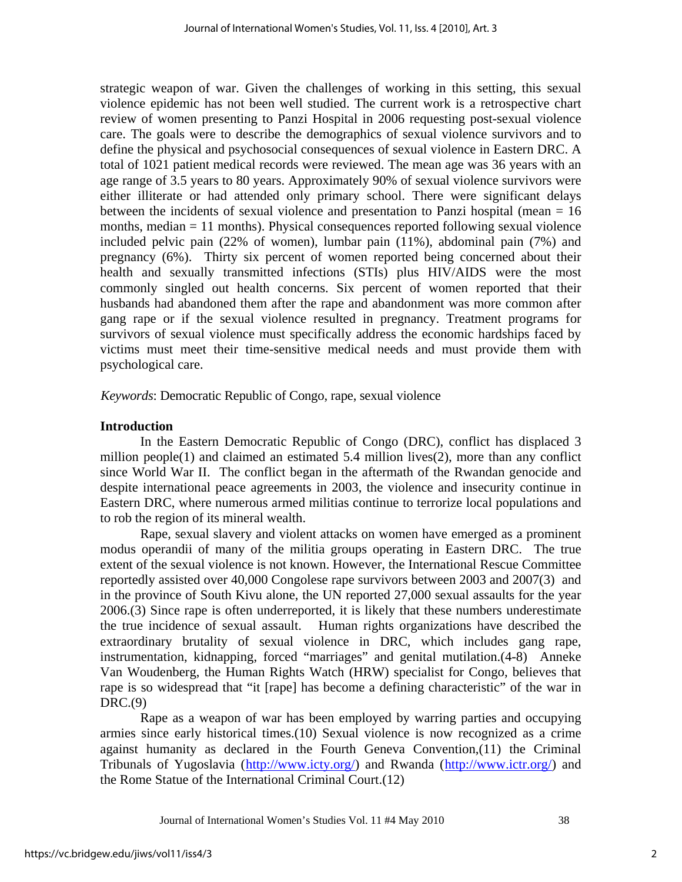strategic weapon of war. Given the challenges of working in this setting, this sexual violence epidemic has not been well studied. The current work is a retrospective chart review of women presenting to Panzi Hospital in 2006 requesting post-sexual violence care. The goals were to describe the demographics of sexual violence survivors and to define the physical and psychosocial consequences of sexual violence in Eastern DRC. A total of 1021 patient medical records were reviewed. The mean age was 36 years with an age range of 3.5 years to 80 years. Approximately 90% of sexual violence survivors were either illiterate or had attended only primary school. There were significant delays between the incidents of sexual violence and presentation to Panzi hospital (mean = 16 months, median = 11 months). Physical consequences reported following sexual violence included pelvic pain (22% of women), lumbar pain (11%), abdominal pain (7%) and pregnancy (6%). Thirty six percent of women reported being concerned about their health and sexually transmitted infections (STIs) plus HIV/AIDS were the most commonly singled out health concerns. Six percent of women reported that their husbands had abandoned them after the rape and abandonment was more common after gang rape or if the sexual violence resulted in pregnancy. Treatment programs for survivors of sexual violence must specifically address the economic hardships faced by victims must meet their time-sensitive medical needs and must provide them with psychological care.

*Keywords*: Democratic Republic of Congo, rape, sexual violence

## Introduction

In the Eastern Democratic Republic of Congo (DRC), conflict has displaced 3 million people(1) and claimed an estimated 5.4 million lives(2), more than any conflict since World War II. The conflict began in the aftermath of the Rwandan genocide and despite international peace agreements in 2003, the violence and insecurity continue in Eastern DRC, where numerous armed militias continue to terrorize local populations and to rob the region of its mineral wealth.

Rape, sexual slavery and violent attacks on women have emerged as a prominent modus operandii of many of the militia groups operating in Eastern DRC. The true extent of the sexual violence is not known. However, the International Rescue Committee reportedly assisted over 40,000 Congolese rape survivors between 2003 and 2007(3) and in the province of South Kivu alone, the UN reported 27,000 sexual assaults for the year 2006.(3) Since rape is often underreported, it is likely that these numbers underestimate the true incidence of sexual assault. Human rights organizations have described the extraordinary brutality of sexual violence in DRC, which includes gang rape, instrumentation, kidnapping, forced "marriages" and genital mutilation.(4-8) Anneke Van Woudenberg, the Human Rights Watch (HRW) specialist for Congo, believes that rape is so widespread that "it [rape] has become a defining characteristic" of the war in DRC.(9)

Rape as a weapon of war has been employed by warring parties and occupying armies since early historical times.(10) Sexual violence is now recognized as a crime against humanity as declared in the Fourth Geneva Convention,(11) the Criminal Tribunals of Yugoslavia (http://www.icty.org/) and Rwanda (http://www.ictr.org/) and the Rome Statue of the International Criminal Court.(12)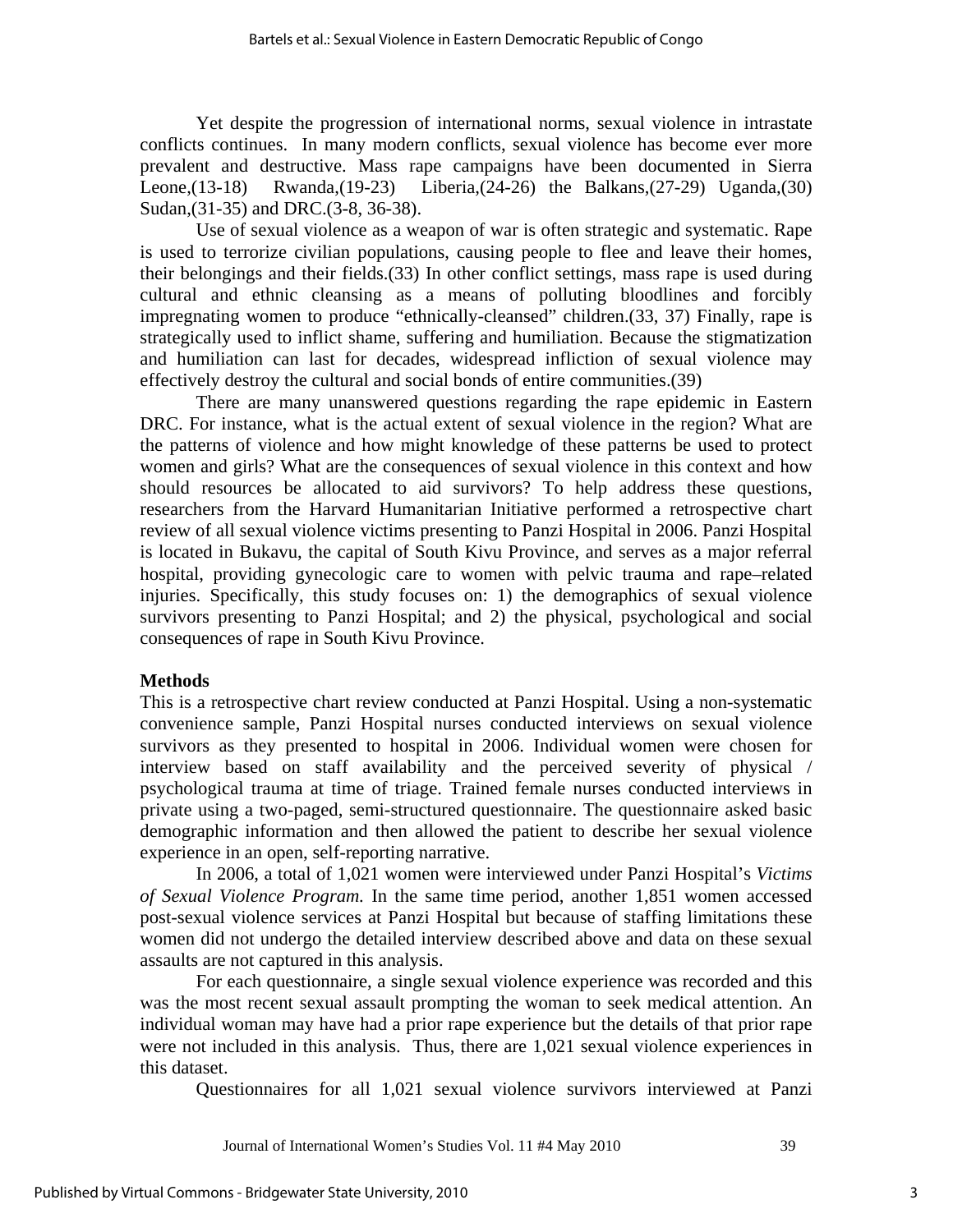Yet despite the progression of international norms, sexual violence in intrastate conflicts continues. In many modern conflicts, sexual violence has become ever more prevalent and destructive. Mass rape campaigns have been documented in Sierra Leone,(13-18) Rwanda,(19-23) Liberia,(24-26) the Balkans,(27-29) Uganda,(30) Sudan,(31-35) and DRC.(3-8, 36-38).

Use of sexual violence as a weapon of war is often strategic and systematic. Rape is used to terrorize civilian populations, causing people to flee and leave their homes, their belongings and their fields.(33) In other conflict settings, mass rape is used during cultural and ethnic cleansing as a means of polluting bloodlines and forcibly impregnating women to produce "ethnically-cleansed" children.(33, 37) Finally, rape is strategically used to inflict shame, suffering and humiliation. Because the stigmatization and humiliation can last for decades, widespread infliction of sexual violence may effectively destroy the cultural and social bonds of entire communities.(39)

There are many unanswered questions regarding the rape epidemic in Eastern DRC. For instance, what is the actual extent of sexual violence in the region? What are the patterns of violence and how might knowledge of these patterns be used to protect women and girls? What are the consequences of sexual violence in this context and how should resources be allocated to aid survivors? To help address these questions, researchers from the Harvard Humanitarian Initiative performed a retrospective chart review of all sexual violence victims presenting to Panzi Hospital in 2006. Panzi Hospital is located in Bukavu, the capital of South Kivu Province, and serves as a major referral hospital, providing gynecologic care to women with pelvic trauma and rape–related injuries. Specifically, this study focuses on: 1) the demographics of sexual violence survivors presenting to Panzi Hospital; and 2) the physical, psychological and social consequences of rape in South Kivu Province.

## Methods

This is a retrospective chart review conducted at Panzi Hospital. Using a non-systematic convenience sample, Panzi Hospital nurses conducted interviews on sexual violence survivors as they presented to hospital in 2006. Individual women were chosen for interview based on staff availability and the perceived severity of physical / psychological trauma at time of triage. Trained female nurses conducted interviews in private using a two-paged, semi-structured questionnaire. The questionnaire asked basic demographic information and then allowed the patient to describe her sexual violence experience in an open, self-reporting narrative.

In 2006, a total of 1,021 women were interviewed under Panzi Hospital's *Victims of Sexual Violence Program.* In the same time period, another 1,851 women accessed post-sexual violence services at Panzi Hospital but because of staffing limitations these women did not undergo the detailed interview described above and data on these sexual assaults are not captured in this analysis.

For each questionnaire, a single sexual violence experience was recorded and this was the most recent sexual assault prompting the woman to seek medical attention. An individual woman may have had a prior rape experience but the details of that prior rape were not included in this analysis. Thus, there are 1,021 sexual violence experiences in this dataset.

Questionnaires for all 1,021 sexual violence survivors interviewed at Panzi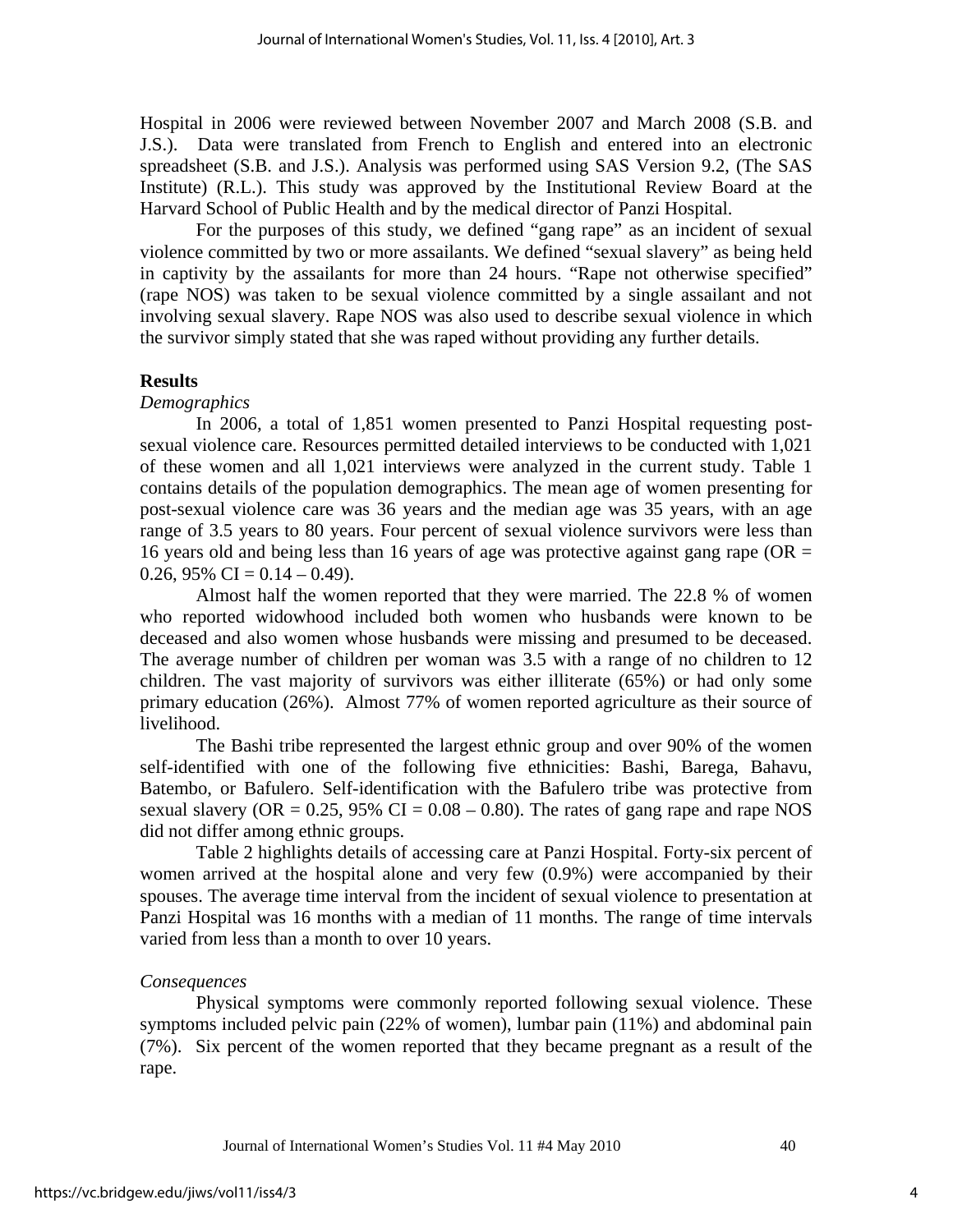Hospital in 2006 were reviewed between November 2007 and March 2008 (S.B. and J.S.). Data were translated from French to English and entered into an electronic spreadsheet (S.B. and J.S.). Analysis was performed using SAS Version 9.2, (The SAS Institute) (R.L.). This study was approved by the Institutional Review Board at the Harvard School of Public Health and by the medical director of Panzi Hospital.

For the purposes of this study, we defined "gang rape" as an incident of sexual violence committed by two or more assailants. We defined "sexual slavery" as being held in captivity by the assailants for more than 24 hours. "Rape not otherwise specified" (rape NOS) was taken to be sexual violence committed by a single assailant and not involving sexual slavery. Rape NOS was also used to describe sexual violence in which the survivor simply stated that she was raped without providing any further details.

## Results

*Demographics*

In 2006, a total of 1,851 women presented to Panzi Hospital requesting post-sexual violence care. Resources permitted detailed interviews to be conducted with 1,021 of these women and all 1,021 interviews were analyzed in the current study. Table 1 contains details of the population demographics. The mean age of women presenting for post-sexual violence care was 36 years and the median age was 35 years, with an age range of 3.5 years to 80 years. Four percent of sexual violence survivors were less than 16 years old and being less than 16 years of age was protective against gang rape (OR = 0.26, 95% CI = 0.14 – 0.49).

Almost half the women reported that they were married. The 22.8 % of women who reported widowhood included both women who husbands were known to be deceased and also women whose husbands were missing and presumed to be deceased. The average number of children per woman was 3.5 with a range of no children to 12 children. The vast majority of survivors was either illiterate (65%) or had only some primary education (26%). Almost 77% of women reported agriculture as their source of livelihood.

The Bashi tribe represented the largest ethnic group and over 90% of the women self-identified with one of the following five ethnicities: Bashi, Barega, Bahavu, Batembo, or Bafulero. Self-identification with the Bafulero tribe was protective from sexual slavery (OR = 0.25, 95% CI = 0.08 – 0.80). The rates of gang rape and rape NOS did not differ among ethnic groups.

Table 2 highlights details of accessing care at Panzi Hospital. Forty-six percent of women arrived at the hospital alone and very few (0.9%) were accompanied by their spouses. The average time interval from the incident of sexual violence to presentation at Panzi Hospital was 16 months with a median of 11 months. The range of time intervals varied from less than a month to over 10 years.

*Consequences*

Physical symptoms were commonly reported following sexual violence. These symptoms included pelvic pain (22% of women), lumbar pain (11%) and abdominal pain (7%). Six percent of the women reported that they became pregnant as a result of the rape.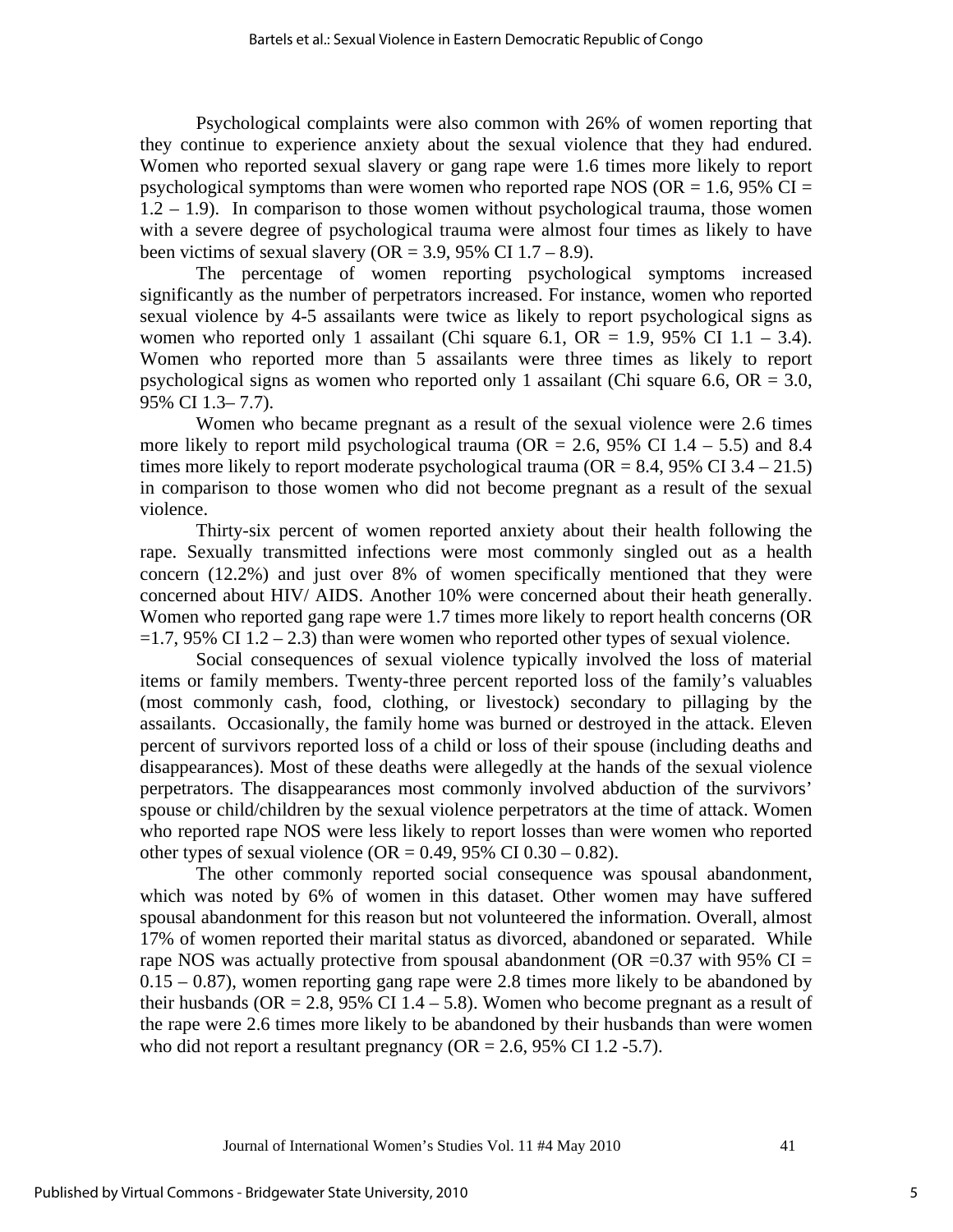Psychological complaints were also common with 26% of women reporting that they continue to experience anxiety about the sexual violence that they had endured. Women who reported sexual slavery or gang rape were 1.6 times more likely to report psychological symptoms than were women who reported rape NOS (OR = 1.6, 95% CI = 1.2 – 1.9). In comparison to those women without psychological trauma, those women with a severe degree of psychological trauma were almost four times as likely to have been victims of sexual slavery (OR = 3.9, 95% CI 1.7 – 8.9).

The percentage of women reporting psychological symptoms increased significantly as the number of perpetrators increased. For instance, women who reported sexual violence by 4-5 assailants were twice as likely to report psychological signs as women who reported only 1 assailant (Chi square 6.1, OR = 1.9, 95% CI 1.1 – 3.4). Women who reported more than 5 assailants were three times as likely to report psychological signs as women who reported only 1 assailant (Chi square 6.6, OR = 3.0, 95% CI 1.3– 7.7).

Women who became pregnant as a result of the sexual violence were 2.6 times more likely to report mild psychological trauma (OR = 2.6, 95% CI 1.4 – 5.5) and 8.4 times more likely to report moderate psychological trauma (OR = 8.4, 95% CI 3.4 – 21.5) in comparison to those women who did not become pregnant as a result of the sexual violence.

Thirty-six percent of women reported anxiety about their health following the rape. Sexually transmitted infections were most commonly singled out as a health concern (12.2%) and just over 8% of women specifically mentioned that they were concerned about HIV/ AIDS. Another 10% were concerned about their heath generally. Women who reported gang rape were 1.7 times more likely to report health concerns (OR =1.7, 95% CI 1.2 – 2.3) than were women who reported other types of sexual violence.

Social consequences of sexual violence typically involved the loss of material items or family members. Twenty-three percent reported loss of the family's valuables (most commonly cash, food, clothing, or livestock) secondary to pillaging by the assailants. Occasionally, the family home was burned or destroyed in the attack. Eleven percent of survivors reported loss of a child or loss of their spouse (including deaths and disappearances). Most of these deaths were allegedly at the hands of the sexual violence perpetrators. The disappearances most commonly involved abduction of the survivors' spouse or child/children by the sexual violence perpetrators at the time of attack. Women who reported rape NOS were less likely to report losses than were women who reported other types of sexual violence (OR = 0.49, 95% CI 0.30 – 0.82).

The other commonly reported social consequence was spousal abandonment, which was noted by 6% of women in this dataset. Other women may have suffered spousal abandonment for this reason but not volunteered the information. Overall, almost 17% of women reported their marital status as divorced, abandoned or separated. While rape NOS was actually protective from spousal abandonment (OR =0.37 with 95% CI = 0.15 – 0.87), women reporting gang rape were 2.8 times more likely to be abandoned by their husbands (OR = 2.8, 95% CI 1.4 – 5.8). Women who become pregnant as a result of the rape were 2.6 times more likely to be abandoned by their husbands than were women who did not report a resultant pregnancy (OR = 2.6, 95% CI 1.2 -5.7).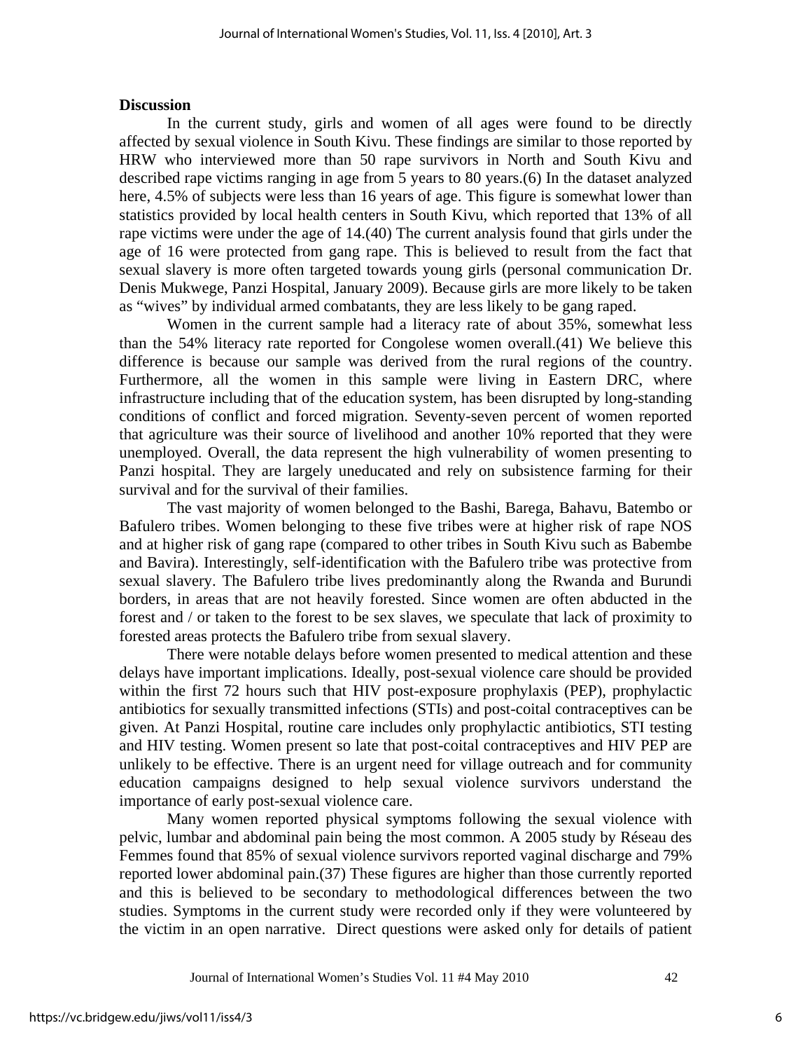**Discussion**

In the current study, girls and women of all ages were found to be directly affected by sexual violence in South Kivu. These findings are similar to those reported by HRW who interviewed more than 50 rape survivors in North and South Kivu and described rape victims ranging in age from 5 years to 80 years.(6) In the dataset analyzed here, 4.5% of subjects were less than 16 years of age. This figure is somewhat lower than statistics provided by local health centers in South Kivu, which reported that 13% of all rape victims were under the age of 14.(40) The current analysis found that girls under the age of 16 were protected from gang rape. This is believed to result from the fact that sexual slavery is more often targeted towards young girls (personal communication Dr. Denis Mukwege, Panzi Hospital, January 2009). Because girls are more likely to be taken as "wives" by individual armed combatants, they are less likely to be gang raped.

Women in the current sample had a literacy rate of about 35%, somewhat less than the 54% literacy rate reported for Congolese women overall.(41) We believe this difference is because our sample was derived from the rural regions of the country. Furthermore, all the women in this sample were living in Eastern DRC, where infrastructure including that of the education system, has been disrupted by long-standing conditions of conflict and forced migration. Seventy-seven percent of women reported that agriculture was their source of livelihood and another 10% reported that they were unemployed. Overall, the data represent the high vulnerability of women presenting to Panzi hospital. They are largely uneducated and rely on subsistence farming for their survival and for the survival of their families.

The vast majority of women belonged to the Bashi, Barega, Bahavu, Batembo or Bafulero tribes. Women belonging to these five tribes were at higher risk of rape NOS and at higher risk of gang rape (compared to other tribes in South Kivu such as Babembe and Bavira). Interestingly, self-identification with the Bafulero tribe was protective from sexual slavery. The Bafulero tribe lives predominantly along the Rwanda and Burundi borders, in areas that are not heavily forested. Since women are often abducted in the forest and / or taken to the forest to be sex slaves, we speculate that lack of proximity to forested areas protects the Bafulero tribe from sexual slavery.

There were notable delays before women presented to medical attention and these delays have important implications. Ideally, post-sexual violence care should be provided within the first 72 hours such that HIV post-exposure prophylaxis (PEP), prophylactic antibiotics for sexually transmitted infections (STIs) and post-coital contraceptives can be given. At Panzi Hospital, routine care includes only prophylactic antibiotics, STI testing and HIV testing. Women present so late that post-coital contraceptives and HIV PEP are unlikely to be effective. There is an urgent need for village outreach and for community education campaigns designed to help sexual violence survivors understand the importance of early post-sexual violence care.

Many women reported physical symptoms following the sexual violence with pelvic, lumbar and abdominal pain being the most common. A 2005 study by Réseau des Femmes found that 85% of sexual violence survivors reported vaginal discharge and 79% reported lower abdominal pain.(37) These figures are higher than those currently reported and this is believed to be secondary to methodological differences between the two studies. Symptoms in the current study were recorded only if they were volunteered by the victim in an open narrative. Direct questions were asked only for details of patient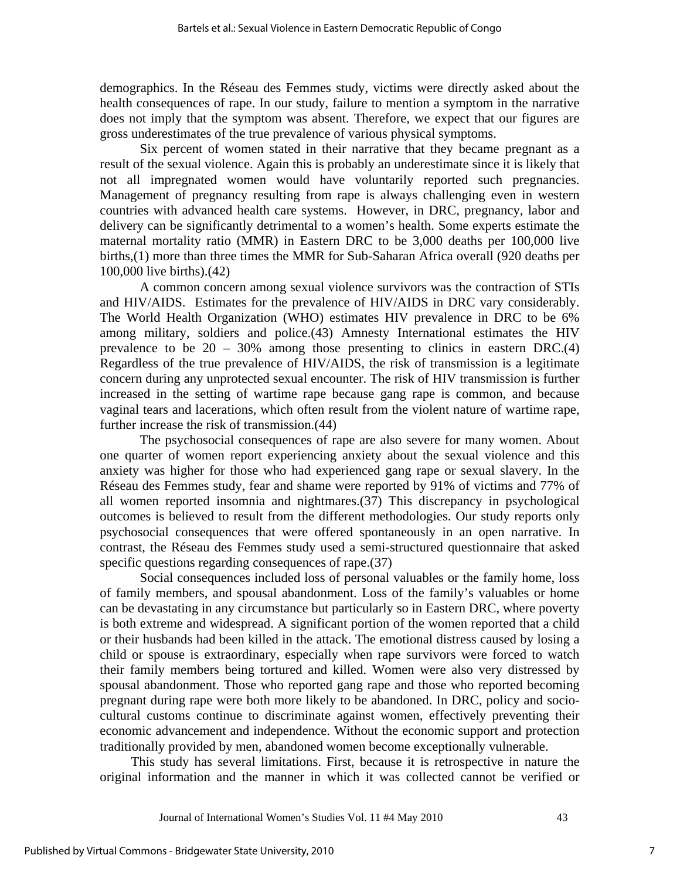demographics. In the Réseau des Femmes study, victims were directly asked about the health consequences of rape. In our study, failure to mention a symptom in the narrative does not imply that the symptom was absent. Therefore, we expect that our figures are gross underestimates of the true prevalence of various physical symptoms.

Six percent of women stated in their narrative that they became pregnant as a result of the sexual violence. Again this is probably an underestimate since it is likely that not all impregnated women would have voluntarily reported such pregnancies. Management of pregnancy resulting from rape is always challenging even in western countries with advanced health care systems. However, in DRC, pregnancy, labor and delivery can be significantly detrimental to a women's health. Some experts estimate the maternal mortality ratio (MMR) in Eastern DRC to be 3,000 deaths per 100,000 live births,(1) more than three times the MMR for Sub-Saharan Africa overall (920 deaths per 100,000 live births).(42)

A common concern among sexual violence survivors was the contraction of STIs and HIV/AIDS. Estimates for the prevalence of HIV/AIDS in DRC vary considerably. The World Health Organization (WHO) estimates HIV prevalence in DRC to be 6% among military, soldiers and police.(43) Amnesty International estimates the HIV prevalence to be 20 – 30% among those presenting to clinics in eastern DRC.(4) Regardless of the true prevalence of HIV/AIDS, the risk of transmission is a legitimate concern during any unprotected sexual encounter. The risk of HIV transmission is further increased in the setting of wartime rape because gang rape is common, and because vaginal tears and lacerations, which often result from the violent nature of wartime rape, further increase the risk of transmission.(44)

The psychosocial consequences of rape are also severe for many women. About one quarter of women report experiencing anxiety about the sexual violence and this anxiety was higher for those who had experienced gang rape or sexual slavery. In the Réseau des Femmes study, fear and shame were reported by 91% of victims and 77% of all women reported insomnia and nightmares.(37) This discrepancy in psychological outcomes is believed to result from the different methodologies. Our study reports only psychosocial consequences that were offered spontaneously in an open narrative. In contrast, the Réseau des Femmes study used a semi-structured questionnaire that asked specific questions regarding consequences of rape.(37)

Social consequences included loss of personal valuables or the family home, loss of family members, and spousal abandonment. Loss of the family's valuables or home can be devastating in any circumstance but particularly so in Eastern DRC, where poverty is both extreme and widespread. A significant portion of the women reported that a child or their husbands had been killed in the attack. The emotional distress caused by losing a child or spouse is extraordinary, especially when rape survivors were forced to watch their family members being tortured and killed. Women were also very distressed by spousal abandonment. Those who reported gang rape and those who reported becoming pregnant during rape were both more likely to be abandoned. In DRC, policy and socio-cultural customs continue to discriminate against women, effectively preventing their economic advancement and independence. Without the economic support and protection traditionally provided by men, abandoned women become exceptionally vulnerable.

This study has several limitations. First, because it is retrospective in nature the original information and the manner in which it was collected cannot be verified or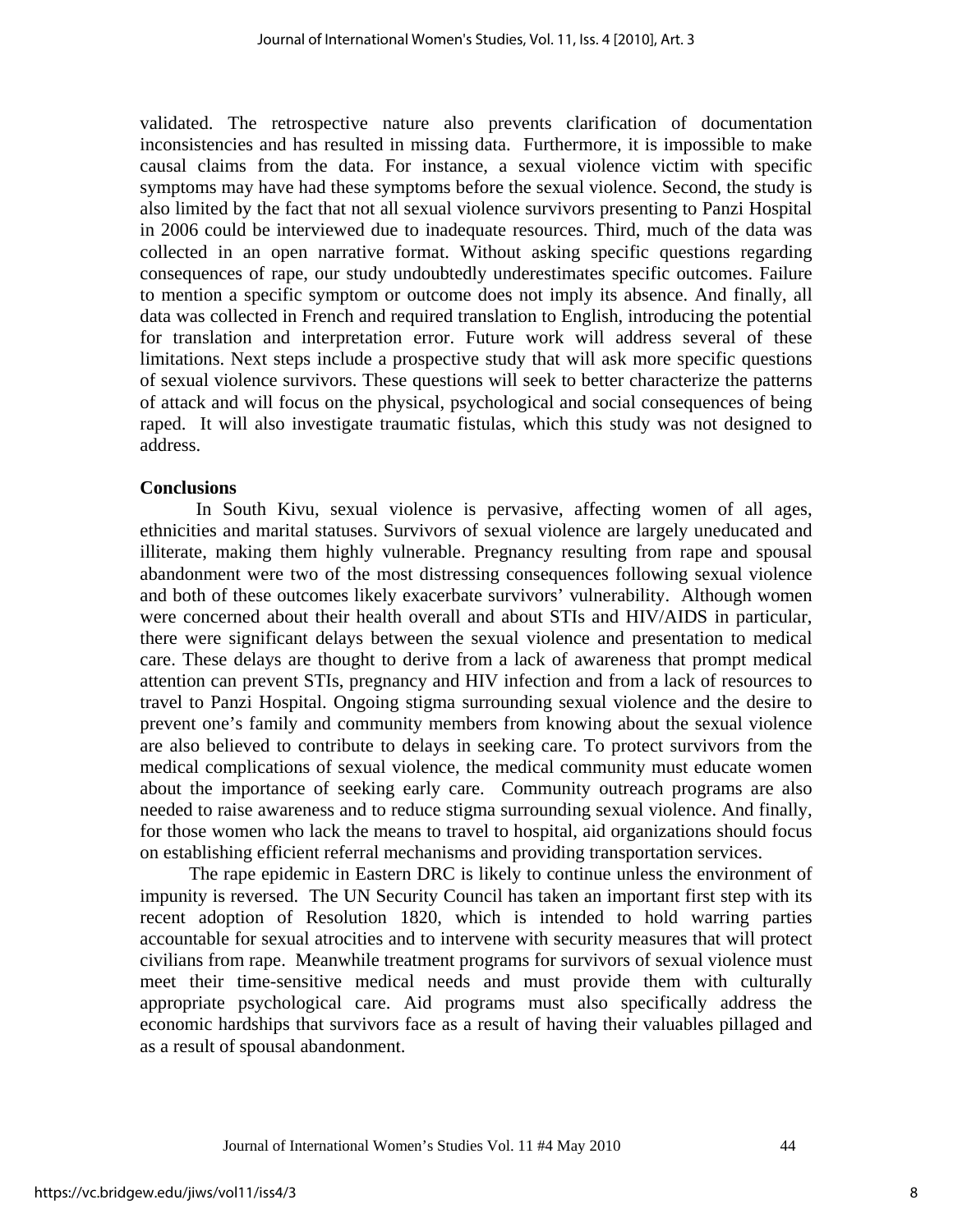validated. The retrospective nature also prevents clarification of documentation inconsistencies and has resulted in missing data. Furthermore, it is impossible to make causal claims from the data. For instance, a sexual violence victim with specific symptoms may have had these symptoms before the sexual violence. Second, the study is also limited by the fact that not all sexual violence survivors presenting to Panzi Hospital in 2006 could be interviewed due to inadequate resources. Third, much of the data was collected in an open narrative format. Without asking specific questions regarding consequences of rape, our study undoubtedly underestimates specific outcomes. Failure to mention a specific symptom or outcome does not imply its absence. And finally, all data was collected in French and required translation to English, introducing the potential for translation and interpretation error. Future work will address several of these limitations. Next steps include a prospective study that will ask more specific questions of sexual violence survivors. These questions will seek to better characterize the patterns of attack and will focus on the physical, psychological and social consequences of being raped. It will also investigate traumatic fistulas, which this study was not designed to address.

**Conclusions**

In South Kivu, sexual violence is pervasive, affecting women of all ages, ethnicities and marital statuses. Survivors of sexual violence are largely uneducated and illiterate, making them highly vulnerable. Pregnancy resulting from rape and spousal abandonment were two of the most distressing consequences following sexual violence and both of these outcomes likely exacerbate survivors' vulnerability. Although women were concerned about their health overall and about STIs and HIV/AIDS in particular, there were significant delays between the sexual violence and presentation to medical care. These delays are thought to derive from a lack of awareness that prompt medical attention can prevent STIs, pregnancy and HIV infection and from a lack of resources to travel to Panzi Hospital. Ongoing stigma surrounding sexual violence and the desire to prevent one's family and community members from knowing about the sexual violence are also believed to contribute to delays in seeking care. To protect survivors from the medical complications of sexual violence, the medical community must educate women about the importance of seeking early care. Community outreach programs are also needed to raise awareness and to reduce stigma surrounding sexual violence. And finally, for those women who lack the means to travel to hospital, aid organizations should focus on establishing efficient referral mechanisms and providing transportation services.

The rape epidemic in Eastern DRC is likely to continue unless the environment of impunity is reversed. The UN Security Council has taken an important first step with its recent adoption of Resolution 1820, which is intended to hold warring parties accountable for sexual atrocities and to intervene with security measures that will protect civilians from rape. Meanwhile treatment programs for survivors of sexual violence must meet their time-sensitive medical needs and must provide them with culturally appropriate psychological care. Aid programs must also specifically address the economic hardships that survivors face as a result of having their valuables pillaged and as a result of spousal abandonment.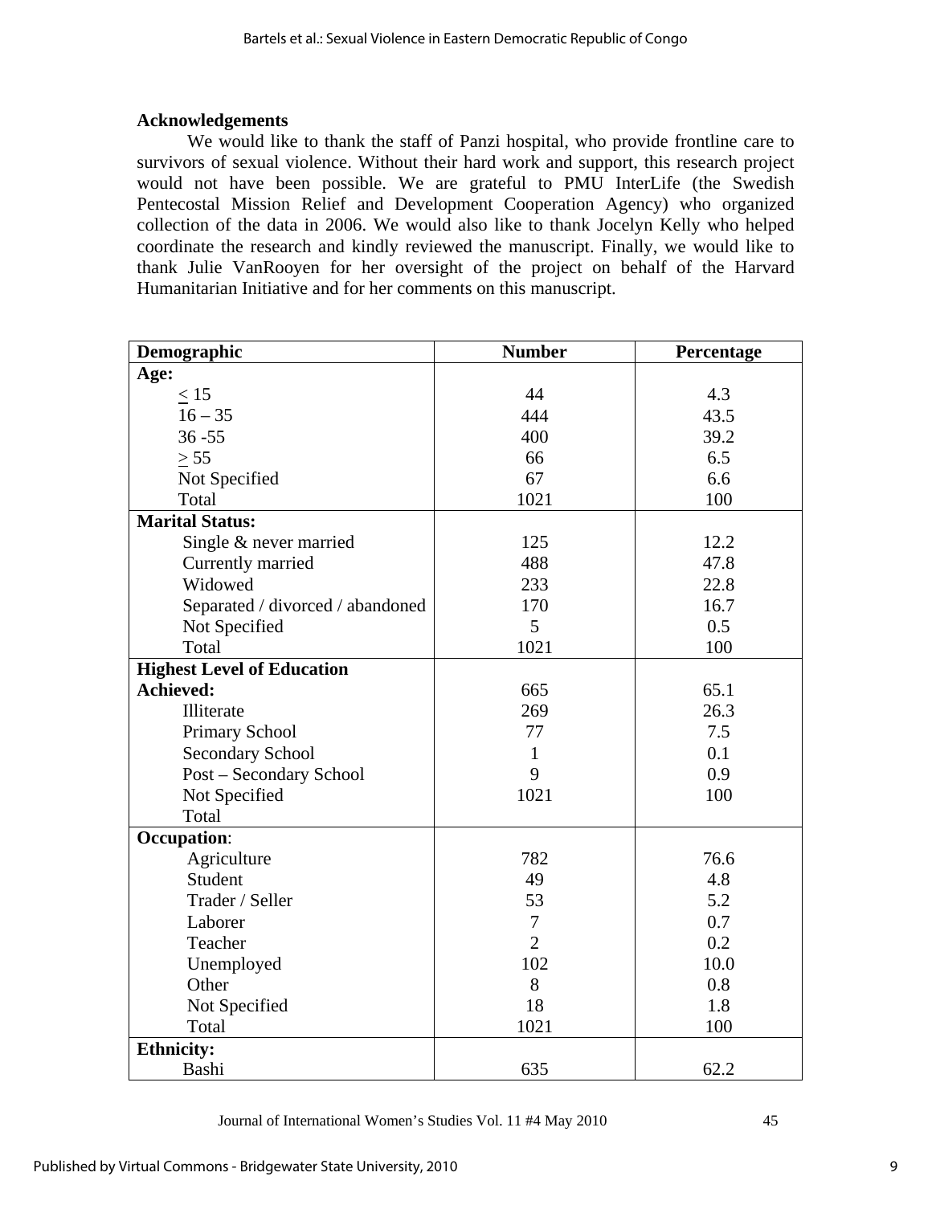**Acknowledgements**

We would like to thank the staff of Panzi hospital, who provide frontline care to survivors of sexual violence. Without their hard work and support, this research project would not have been possible. We are grateful to PMU InterLife (the Swedish Pentecostal Mission Relief and Development Cooperation Agency) who organized collection of the data in 2006. We would also like to thank Jocelyn Kelly who helped coordinate the research and kindly reviewed the manuscript. Finally, we would like to thank Julie VanRooyen for her oversight of the project on behalf of the Harvard Humanitarian Initiative and for her comments on this manuscript.

| Demographic | Number | Percentage |
|---|---|---|
| **Age:** | | |
| ≤ 15 | 44 | 4.3 |
| 16 – 35 | 444 | 43.5 |
| 36 -55 | 400 | 39.2 |
| ≥ 55 | 66 | 6.5 |
| Not Specified | 67 | 6.6 |
| Total | 1021 | 100 |
| **Marital Status:** | | |
| Single & never married | 125 | 12.2 |
| Currently married | 488 | 47.8 |
| Widowed | 233 | 22.8 |
| Separated / divorced / abandoned | 170 | 16.7 |
| Not Specified | 5 | 0.5 |
| Total | 1021 | 100 |
| **Highest Level of Education Achieved:** | 665 | 65.1 |
| Illiterate | 269 | 26.3 |
| Primary School | 77 | 7.5 |
| Secondary School | 1 | 0.1 |
| Post – Secondary School | 9 | 0.9 |
| Not Specified | 1021 | 100 |
| Total | | |
| **Occupation**: | | |
| Agriculture | 782 | 76.6 |
| Student | 49 | 4.8 |
| Trader / Seller | 53 | 5.2 |
| Laborer | 7 | 0.7 |
| Teacher | 2 | 0.2 |
| Unemployed | 102 | 10.0 |
| Other | 8 | 0.8 |
| Not Specified | 18 | 1.8 |
| Total | 1021 | 100 |
| **Ethnicity:** | | |
| Bashi | 635 | 62.2 |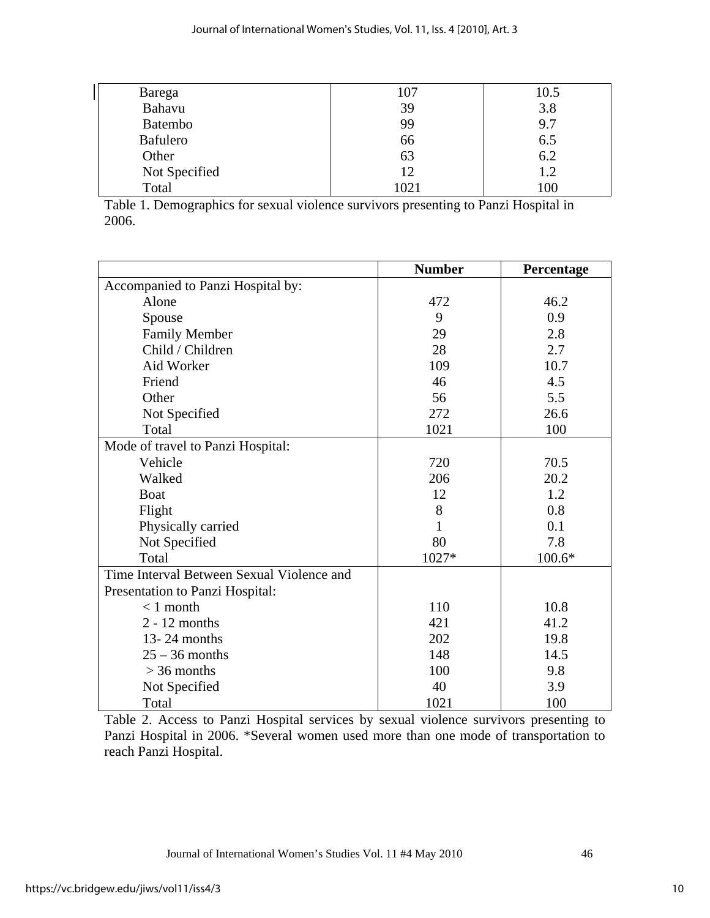| | | |
|---|---|---|
| Barega | 107 | 10.5 |
| Bahavu | 39 | 3.8 |
| Batembo | 99 | 9.7 |
| Bafulero | 66 | 6.5 |
| Other | 63 | 6.2 |
| Not Specified | 12 | 1.2 |
| Total | 1021 | 100 |

Table 1. Demographics for sexual violence survivors presenting to Panzi Hospital in 2006.

| | **Number** | **Percentage** |
|---|---|---|
| Accompanied to Panzi Hospital by: | | |
| Alone | 472 | 46.2 |
| Spouse | 9 | 0.9 |
| Family Member | 29 | 2.8 |
| Child / Children | 28 | 2.7 |
| Aid Worker | 109 | 10.7 |
| Friend | 46 | 4.5 |
| Other | 56 | 5.5 |
| Not Specified | 272 | 26.6 |
| Total | 1021 | 100 |
| Mode of travel to Panzi Hospital: | | |
| Vehicle | 720 | 70.5 |
| Walked | 206 | 20.2 |
| Boat | 12 | 1.2 |
| Flight | 8 | 0.8 |
| Physically carried | 1 | 0.1 |
| Not Specified | 80 | 7.8 |
| Total | 1027* | 100.6* |
| Time Interval Between Sexual Violence and Presentation to Panzi Hospital: | | |
| < 1 month | 110 | 10.8 |
| 2 - 12 months | 421 | 41.2 |
| 13- 24 months | 202 | 19.8 |
| 25 – 36 months | 148 | 14.5 |
| > 36 months | 100 | 9.8 |
| Not Specified | 40 | 3.9 |
| Total | 1021 | 100 |

Table 2. Access to Panzi Hospital services by sexual violence survivors presenting to Panzi Hospital in 2006. *Several women used more than one mode of transportation to reach Panzi Hospital.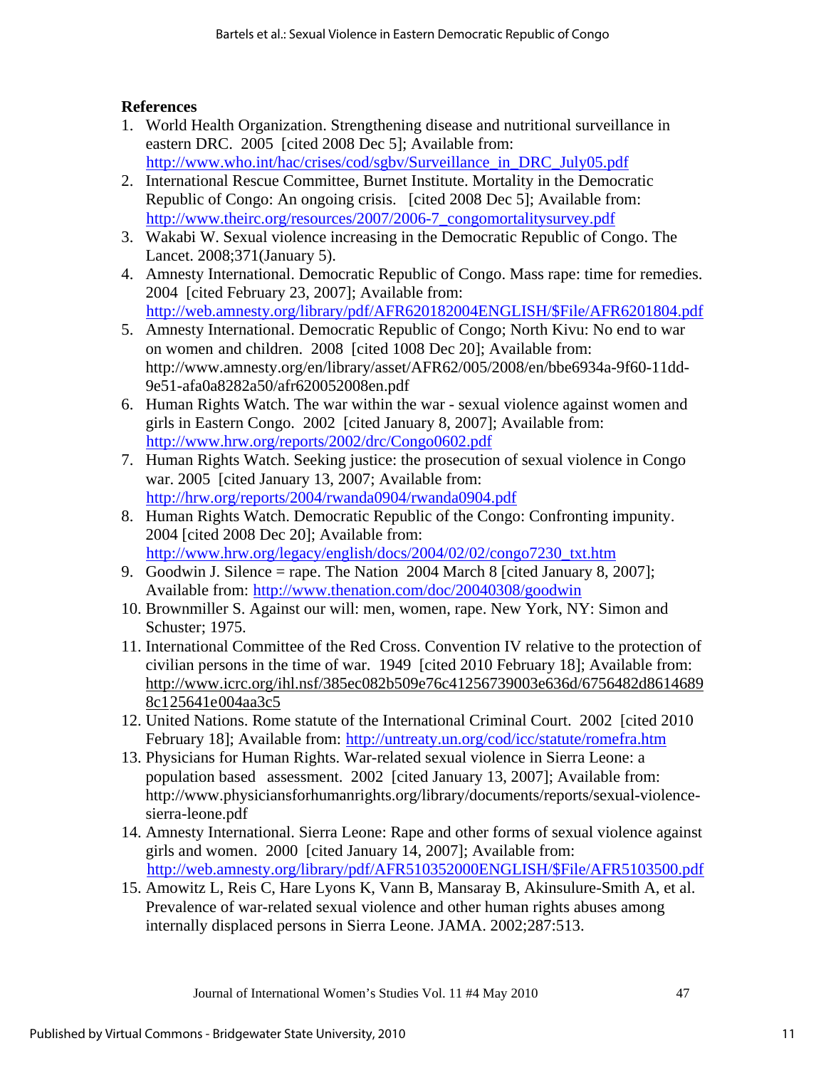**References**

1. World Health Organization. Strengthening disease and nutritional surveillance in eastern DRC. 2005 [cited 2008 Dec 5]; Available from: http://www.who.int/hac/crises/cod/sgbv/Surveillance_in_DRC_July05.pdf
2. International Rescue Committee, Burnet Institute. Mortality in the Democratic Republic of Congo: An ongoing crisis. [cited 2008 Dec 5]; Available from: http://www.theirc.org/resources/2007/2006-7_congomortalitysurvey.pdf
3. Wakabi W. Sexual violence increasing in the Democratic Republic of Congo. The Lancet. 2008;371(January 5).
4. Amnesty International. Democratic Republic of Congo. Mass rape: time for remedies. 2004 [cited February 23, 2007]; Available from: http://web.amnesty.org/library/pdf/AFR620182004ENGLISH/$File/AFR6201804.pdf
5. Amnesty International. Democratic Republic of Congo; North Kivu: No end to war on women and children. 2008 [cited 1008 Dec 20]; Available from: http://www.amnesty.org/en/library/asset/AFR62/005/2008/en/bbe6934a-9f60-11dd-9e51-afa0a8282a50/afr620052008en.pdf
6. Human Rights Watch. The war within the war - sexual violence against women and girls in Eastern Congo. 2002 [cited January 8, 2007]; Available from: http://www.hrw.org/reports/2002/drc/Congo0602.pdf
7. Human Rights Watch. Seeking justice: the prosecution of sexual violence in Congo war. 2005 [cited January 13, 2007; Available from: http://hrw.org/reports/2004/rwanda0904/rwanda0904.pdf
8. Human Rights Watch. Democratic Republic of the Congo: Confronting impunity. 2004 [cited 2008 Dec 20]; Available from: http://www.hrw.org/legacy/english/docs/2004/02/02/congo7230_txt.htm
9. Goodwin J. Silence = rape. The Nation 2004 March 8 [cited January 8, 2007]; Available from: http://www.thenation.com/doc/20040308/goodwin
10. Brownmiller S. Against our will: men, women, rape. New York, NY: Simon and Schuster; 1975.
11. International Committee of the Red Cross. Convention IV relative to the protection of civilian persons in the time of war. 1949 [cited 2010 February 18]; Available from: http://www.icrc.org/ihl.nsf/385ec082b509e76c41256739003e636d/6756482d86146898c125641e004aa3c5
12. United Nations. Rome statute of the International Criminal Court. 2002 [cited 2010 February 18]; Available from: http://untreaty.un.org/cod/icc/statute/romefra.htm
13. Physicians for Human Rights. War-related sexual violence in Sierra Leone: a population based assessment. 2002 [cited January 13, 2007]; Available from: http://www.physiciansforhumanrights.org/library/documents/reports/sexual-violence-sierra-leone.pdf
14. Amnesty International. Sierra Leone: Rape and other forms of sexual violence against girls and women. 2000 [cited January 14, 2007]; Available from: http://web.amnesty.org/library/pdf/AFR510352000ENGLISH/$File/AFR5103500.pdf
15. Amowitz L, Reis C, Hare Lyons K, Vann B, Mansaray B, Akinsulure-Smith A, et al. Prevalence of war-related sexual violence and other human rights abuses among internally displaced persons in Sierra Leone. JAMA. 2002;287:513.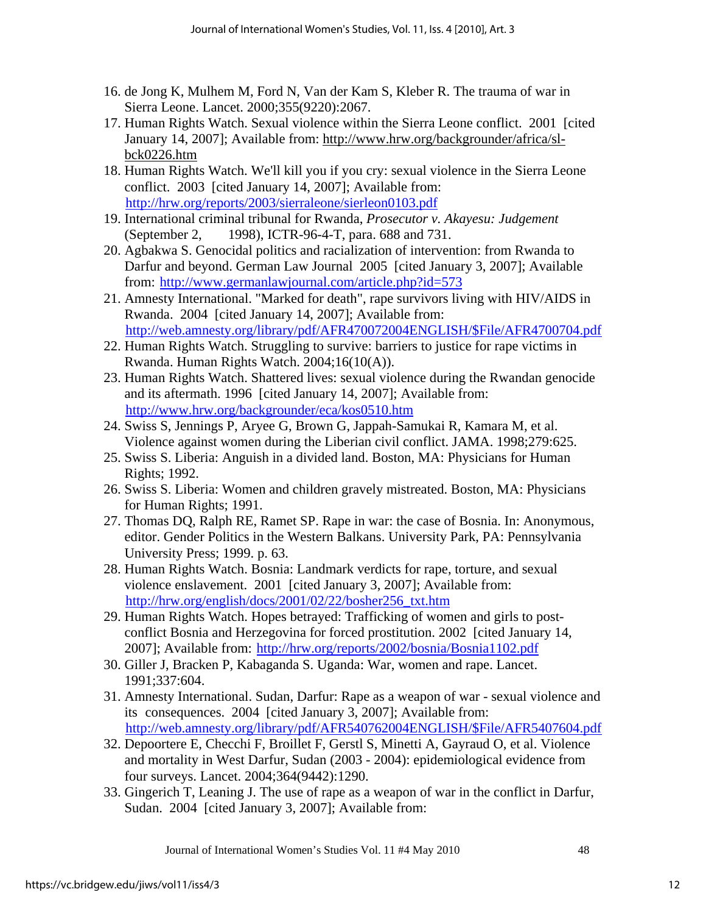16. de Jong K, Mulhem M, Ford N, Van der Kam S, Kleber R. The trauma of war in Sierra Leone. Lancet. 2000;355(9220):2067.
17. Human Rights Watch. Sexual violence within the Sierra Leone conflict. 2001 [cited January 14, 2007]; Available from: http://www.hrw.org/backgrounder/africa/sl-bck0226.htm
18. Human Rights Watch. We'll kill you if you cry: sexual violence in the Sierra Leone conflict. 2003 [cited January 14, 2007]; Available from: http://hrw.org/reports/2003/sierraleone/sierleon0103.pdf
19. International criminal tribunal for Rwanda, *Prosecutor v. Akayesu: Judgement* (September 2, 1998), ICTR-96-4-T, para. 688 and 731.
20. Agbakwa S. Genocidal politics and racialization of intervention: from Rwanda to Darfur and beyond. German Law Journal 2005 [cited January 3, 2007]; Available from: http://www.germanlawjournal.com/article.php?id=573
21. Amnesty International. "Marked for death", rape survivors living with HIV/AIDS in Rwanda. 2004 [cited January 14, 2007]; Available from: http://web.amnesty.org/library/pdf/AFR470072004ENGLISH/$File/AFR4700704.pdf
22. Human Rights Watch. Struggling to survive: barriers to justice for rape victims in Rwanda. Human Rights Watch. 2004;16(10(A)).
23. Human Rights Watch. Shattered lives: sexual violence during the Rwandan genocide and its aftermath. 1996 [cited January 14, 2007]; Available from: http://www.hrw.org/backgrounder/eca/kos0510.htm
24. Swiss S, Jennings P, Aryee G, Brown G, Jappah-Samukai R, Kamara M, et al. Violence against women during the Liberian civil conflict. JAMA. 1998;279:625.
25. Swiss S. Liberia: Anguish in a divided land. Boston, MA: Physicians for Human Rights; 1992.
26. Swiss S. Liberia: Women and children gravely mistreated. Boston, MA: Physicians for Human Rights; 1991.
27. Thomas DQ, Ralph RE, Ramet SP. Rape in war: the case of Bosnia. In: Anonymous, editor. Gender Politics in the Western Balkans. University Park, PA: Pennsylvania University Press; 1999. p. 63.
28. Human Rights Watch. Bosnia: Landmark verdicts for rape, torture, and sexual violence enslavement. 2001 [cited January 3, 2007]; Available from: http://hrw.org/english/docs/2001/02/22/bosher256_txt.htm
29. Human Rights Watch. Hopes betrayed: Trafficking of women and girls to post-conflict Bosnia and Herzegovina for forced prostitution. 2002 [cited January 14, 2007]; Available from: http://hrw.org/reports/2002/bosnia/Bosnia1102.pdf
30. Giller J, Bracken P, Kabaganda S. Uganda: War, women and rape. Lancet. 1991;337:604.
31. Amnesty International. Sudan, Darfur: Rape as a weapon of war - sexual violence and its consequences. 2004 [cited January 3, 2007]; Available from: http://web.amnesty.org/library/pdf/AFR540762004ENGLISH/$File/AFR5407604.pdf
32. Depoortere E, Checchi F, Broillet F, Gerstl S, Minetti A, Gayraud O, et al. Violence and mortality in West Darfur, Sudan (2003 - 2004): epidemiological evidence from four surveys. Lancet. 2004;364(9442):1290.
33. Gingerich T, Leaning J. The use of rape as a weapon of war in the conflict in Darfur, Sudan. 2004 [cited January 3, 2007]; Available from: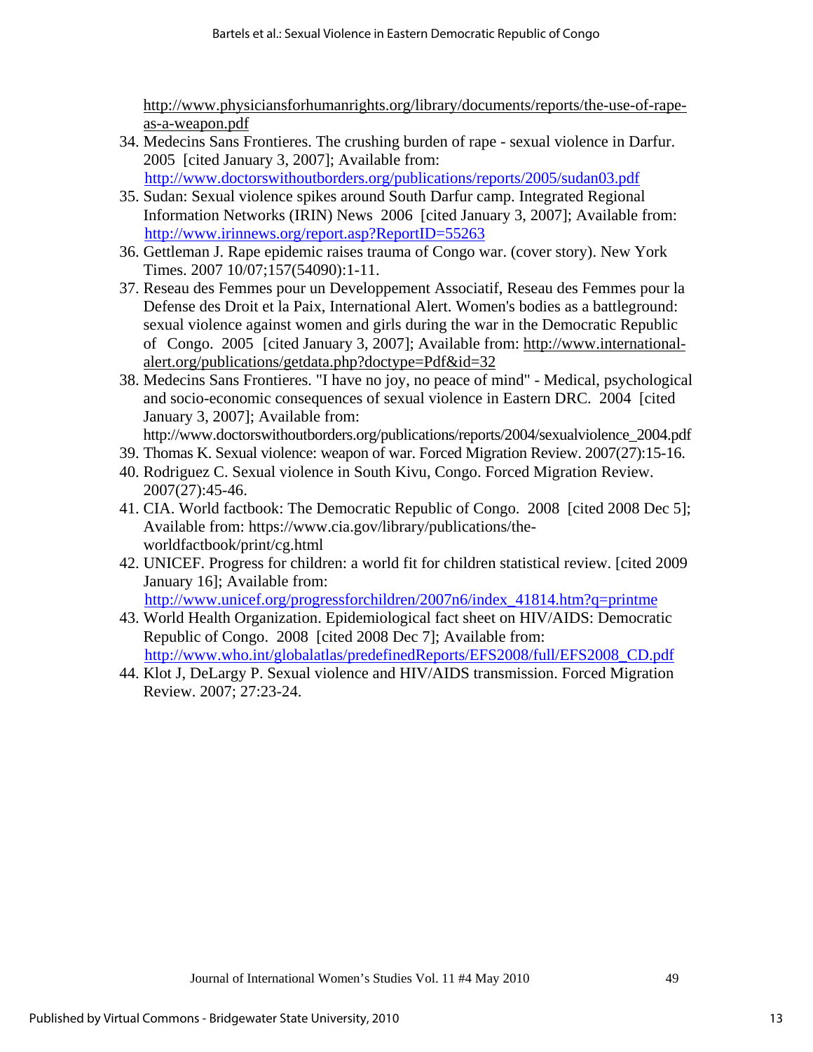http://www.physiciansforhumanrights.org/library/documents/reports/the-use-of-rape-as-a-weapon.pdf

34. Medecins Sans Frontieres. The crushing burden of rape - sexual violence in Darfur. 2005 [cited January 3, 2007]; Available from: http://www.doctorswithoutborders.org/publications/reports/2005/sudan03.pdf
35. Sudan: Sexual violence spikes around South Darfur camp. Integrated Regional Information Networks (IRIN) News 2006 [cited January 3, 2007]; Available from: http://www.irinnews.org/report.asp?ReportID=55263
36. Gettleman J. Rape epidemic raises trauma of Congo war. (cover story). New York Times. 2007 10/07;157(54090):1-11.
37. Reseau des Femmes pour un Developpement Associatif, Reseau des Femmes pour la Defense des Droit et la Paix, International Alert. Women's bodies as a battleground: sexual violence against women and girls during the war in the Democratic Republic of Congo. 2005 [cited January 3, 2007]; Available from: http://www.international-alert.org/publications/getdata.php?doctype=Pdf&id=32
38. Medecins Sans Frontieres. "I have no joy, no peace of mind" - Medical, psychological and socio-economic consequences of sexual violence in Eastern DRC. 2004 [cited January 3, 2007]; Available from: http://www.doctorswithoutborders.org/publications/reports/2004/sexualviolence_2004.pdf
39. Thomas K. Sexual violence: weapon of war. Forced Migration Review. 2007(27):15-16.
40. Rodriguez C. Sexual violence in South Kivu, Congo. Forced Migration Review. 2007(27):45-46.
41. CIA. World factbook: The Democratic Republic of Congo. 2008 [cited 2008 Dec 5]; Available from: https://www.cia.gov/library/publications/the-worldfactbook/print/cg.html
42. UNICEF. Progress for children: a world fit for children statistical review. [cited 2009 January 16]; Available from: http://www.unicef.org/progressforchildren/2007n6/index_41814.htm?q=printme
43. World Health Organization. Epidemiological fact sheet on HIV/AIDS: Democratic Republic of Congo. 2008 [cited 2008 Dec 7]; Available from: http://www.who.int/globalatlas/predefinedReports/EFS2008/full/EFS2008_CD.pdf
44. Klot J, DeLargy P. Sexual violence and HIV/AIDS transmission. Forced Migration Review. 2007; 27:23-24.